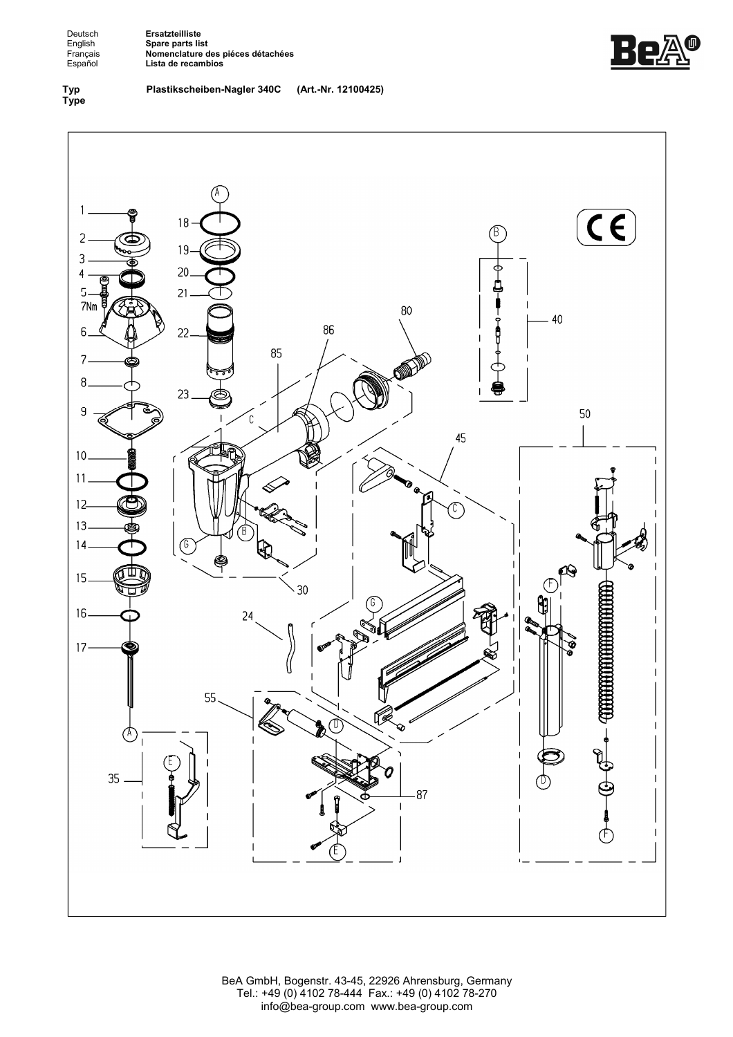| | |
|---|---|
| Deutsch | **Ersatzteilliste** |
| English | **Spare parts list** |
| Français | **Nomenclature des piéces détachées** |
| Español | **Lista de recambios** |

**Typ**
**Type** **Plastikscheiben-Nagler 340C (Art.-Nr. 12100425)**

BeA GmbH, Bogenstr. 43-45, 22926 Ahrensburg, Germany
Tel.: +49 (0) 4102 78-444 Fax.: +49 (0) 4102 78-270
info@bea-group.com www.bea-group.com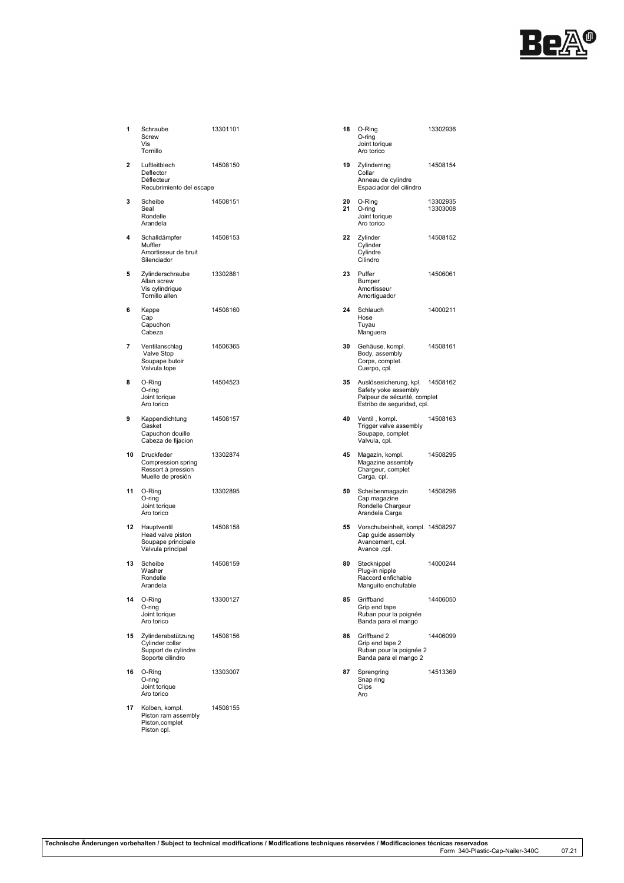| Pos. | Bezeichnung / Description / Désignation / Descripción | Nr. |
|---|---|---|
| 1 | Schraube<br>Screw<br>Vis<br>Tornillo | 13301101 |
| 2 | Luftleitblech<br>Deflector<br>Déflecteur<br>Recubrimiento del escape | 14508150 |
| 3 | Scheibe<br>Seal<br>Rondelle<br>Arandela | 14508151 |
| 4 | Schalldämpfer<br>Muffler<br>Amortisseur de bruit<br>Silenciador | 14508153 |
| 5 | Zylinderschraube<br>Allan screw<br>Vis cylindrique<br>Tornillo allen | 13302881 |
| 6 | Kappe<br>Cap<br>Capuchon<br>Cabeza | 14508160 |
| 7 | Ventilanschlag<br>Valve Stop<br>Soupape butoir<br>Valvula tope | 14506365 |
| 8 | O-Ring<br>O-ring<br>Joint torique<br>Aro torico | 14504523 |
| 9 | Kappendichtung<br>Gasket<br>Capuchon douille<br>Cabeza de fijacion | 14508157 |
| 10 | Druckfeder<br>Compression spring<br>Ressort à pression<br>Muelle de presión | 13302874 |
| 11 | O-Ring<br>O-ring<br>Joint torique<br>Aro torico | 13302895 |
| 12 | Hauptventil<br>Head valve piston<br>Soupape principale<br>Valvula principal | 14508158 |
| 13 | Scheibe<br>Washer<br>Rondelle<br>Arandela | 14508159 |
| 14 | O-Ring<br>O-ring<br>Joint torique<br>Aro torico | 13300127 |
| 15 | Zylinderabstützung<br>Cylinder collar<br>Support de cylindre<br>Soporte cilindro | 14508156 |
| 16 | O-Ring<br>O-ring<br>Joint torique<br>Aro torico | 13303007 |
| 17 | Kolben, kompl.<br>Piston ram assembly<br>Piston,complet<br>Piston cpl. | 14508155 |
| 18 | O-Ring<br>O-ring<br>Joint torique<br>Aro torico | 13302936 |
| 19 | Zylinderring<br>Collar<br>Anneau de cylindre<br>Espaciador del cilindro | 14508154 |
| 20<br>21 | O-Ring<br>O-ring<br>Joint torique<br>Aro torico | 13302935<br>13303008 |
| 22 | Zylinder<br>Cylinder<br>Cylindre<br>Cilindro | 14508152 |
| 23 | Puffer<br>Bumper<br>Amortisseur<br>Amortiguador | 14506061 |
| 24 | Schlauch<br>Hose<br>Tuyau<br>Manguera | 14000211 |
| 30 | Gehäuse, kompl.<br>Body, assembly<br>Corps, complet.<br>Cuerpo, cpl. | 14508161 |
| 35 | Auslösesicherung, kpl.<br>Safety yoke assembly<br>Palpeur de sécurité, complet<br>Estribo de seguridad, cpl. | 14508162 |
| 40 | Ventil , kompl.<br>Trigger valve assembly<br>Soupape, complet<br>Valvula, cpl. | 14508163 |
| 45 | Magazin, kompl.<br>Magazine assembly<br>Chargeur, complet<br>Carga, cpl. | 14508295 |
| 50 | Scheibenmagazin<br>Cap magazine<br>Rondelle Chargeur<br>Arandela Carga | 14508296 |
| 55 | Vorschubeinheit, kompl.<br>Cap guide assembly<br>Avancement, cpl.<br>Avance ,cpl. | 14508297 |
| 80 | Stecknippel<br>Plug-in nipple<br>Raccord enfichable<br>Manguito enchufable | 14000244 |
| 85 | Griffband<br>Grip end tape<br>Ruban pour la poignée<br>Banda para el mango | 14406050 |
| 86 | Griffband 2<br>Grip end tape 2<br>Ruban pour la poignée 2<br>Banda para el mango 2 | 14406099 |
| 87 | Sprengring<br>Snap ring<br>Clips<br>Aro | 14513369 |

**Technische Änderungen vorbehalten / Subject to technical modifications / Modifications techniques réservées / Modificaciones técnicas reservados**

Form 340-Plastic-Cap-Nailer-340C 07.21